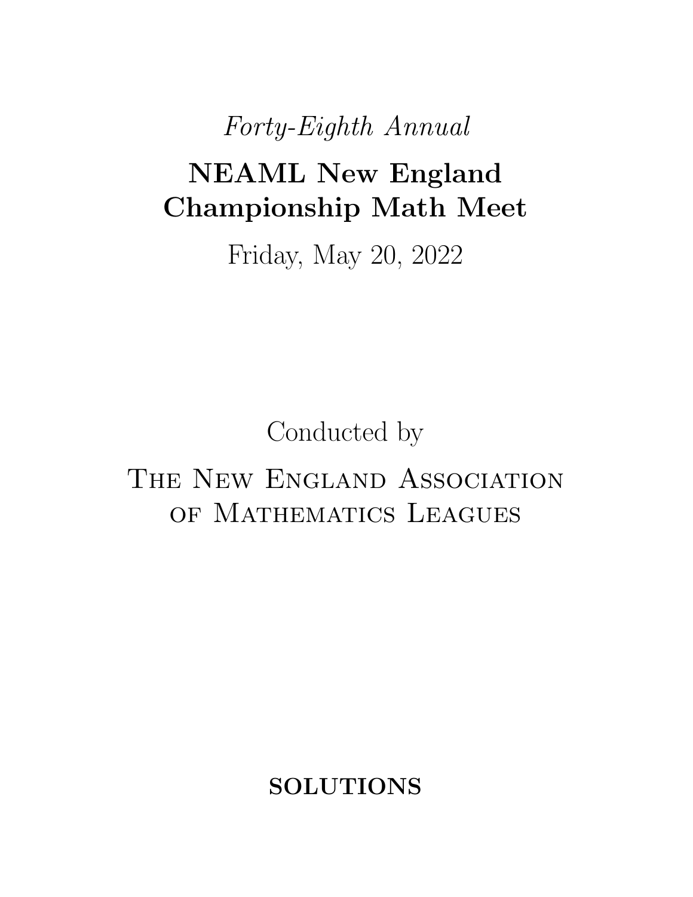*Forty-Eighth Annual*

# NEAML New England Championship Math Meet

Friday, May 20, 2022

Conducted by

The New England Association of Mathematics Leagues

**SOLUTIONS**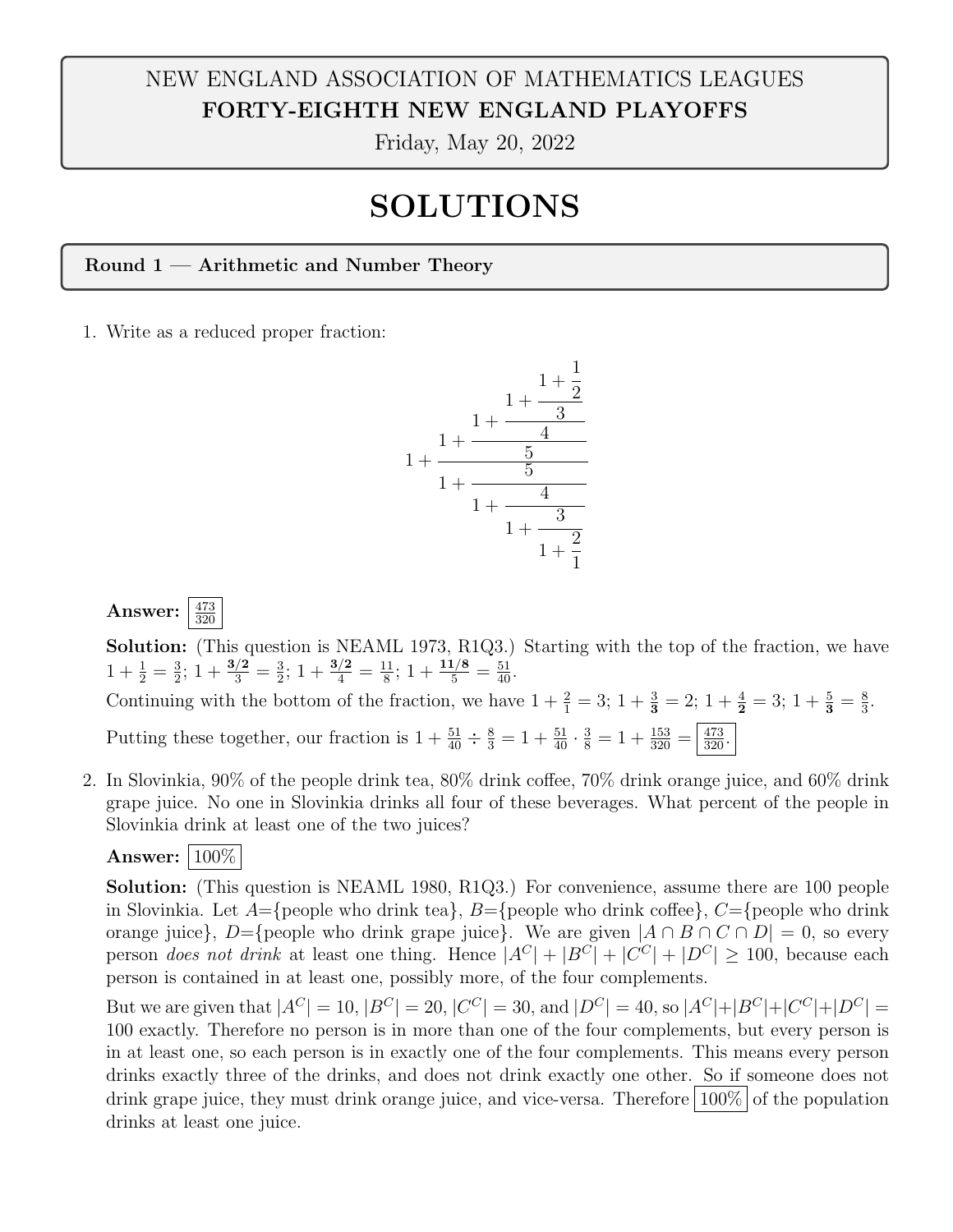NEW ENGLAND ASSOCIATION OF MATHEMATICS LEAGUES

**FORTY-EIGHTH NEW ENGLAND PLAYOFFS**

Friday, May 20, 2022

# SOLUTIONS

## Round 1 — Arithmetic and Number Theory

1. Write as a reduced proper fraction:

$$1+\cfrac{1+\cfrac{1+\cfrac{1+\cfrac{1+\frac{1}{2}}{3}}{4}}{5}}{1+\cfrac{5}{1+\cfrac{4}{1+\cfrac{3}{1+\frac{2}{1}}}}}$$

**Answer:** $\boxed{\frac{473}{320}}$

**Solution:** (This question is NEAML 1973, R1Q3.) Starting with the top of the fraction, we have $1+\frac{1}{2}=\frac{3}{2}$; $1+\frac{\mathbf{3/2}}{3}=\frac{3}{2}$; $1+\frac{\mathbf{3/2}}{4}=\frac{11}{8}$; $1+\frac{\mathbf{11/8}}{5}=\frac{51}{40}$.

Continuing with the bottom of the fraction, we have $1+\frac{2}{1}=3$; $1+\frac{3}{\mathbf{3}}=2$; $1+\frac{4}{\mathbf{2}}=3$; $1+\frac{5}{\mathbf{3}}=\frac{8}{3}$.

Putting these together, our fraction is $1+\frac{51}{40}\div\frac{8}{3}=1+\frac{51}{40}\cdot\frac{3}{8}=1+\frac{153}{320}=\boxed{\frac{473}{320}}$.

2. In Slovinkia, 90% of the people drink tea, 80% drink coffee, 70% drink orange juice, and 60% drink grape juice. No one in Slovinkia drinks all four of these beverages. What percent of the people in Slovinkia drink at least one of the two juices?

**Answer:** $\boxed{100\%}$

**Solution:** (This question is NEAML 1980, R1Q3.) For convenience, assume there are 100 people in Slovinkia. Let $A$={people who drink tea}, $B$={people who drink coffee}, $C$={people who drink orange juice}, $D$={people who drink grape juice}. We are given $|A\cap B\cap C\cap D|=0$, so every person *does not drink* at least one thing. Hence $|A^C|+|B^C|+|C^C|+|D^C|\geq 100$, because each person is contained in at least one, possibly more, of the four complements.

But we are given that $|A^C|=10$, $|B^C|=20$, $|C^C|=30$, and $|D^C|=40$, so $|A^C|+|B^C|+|C^C|+|D^C|=100$ exactly. Therefore no person is in more than one of the four complements, but every person is in at least one, so each person is in exactly one of the four complements. This means every person drinks exactly three of the drinks, and does not drink exactly one other. So if someone does not drink grape juice, they must drink orange juice, and vice-versa. Therefore $\boxed{100\%}$ of the population drinks at least one juice.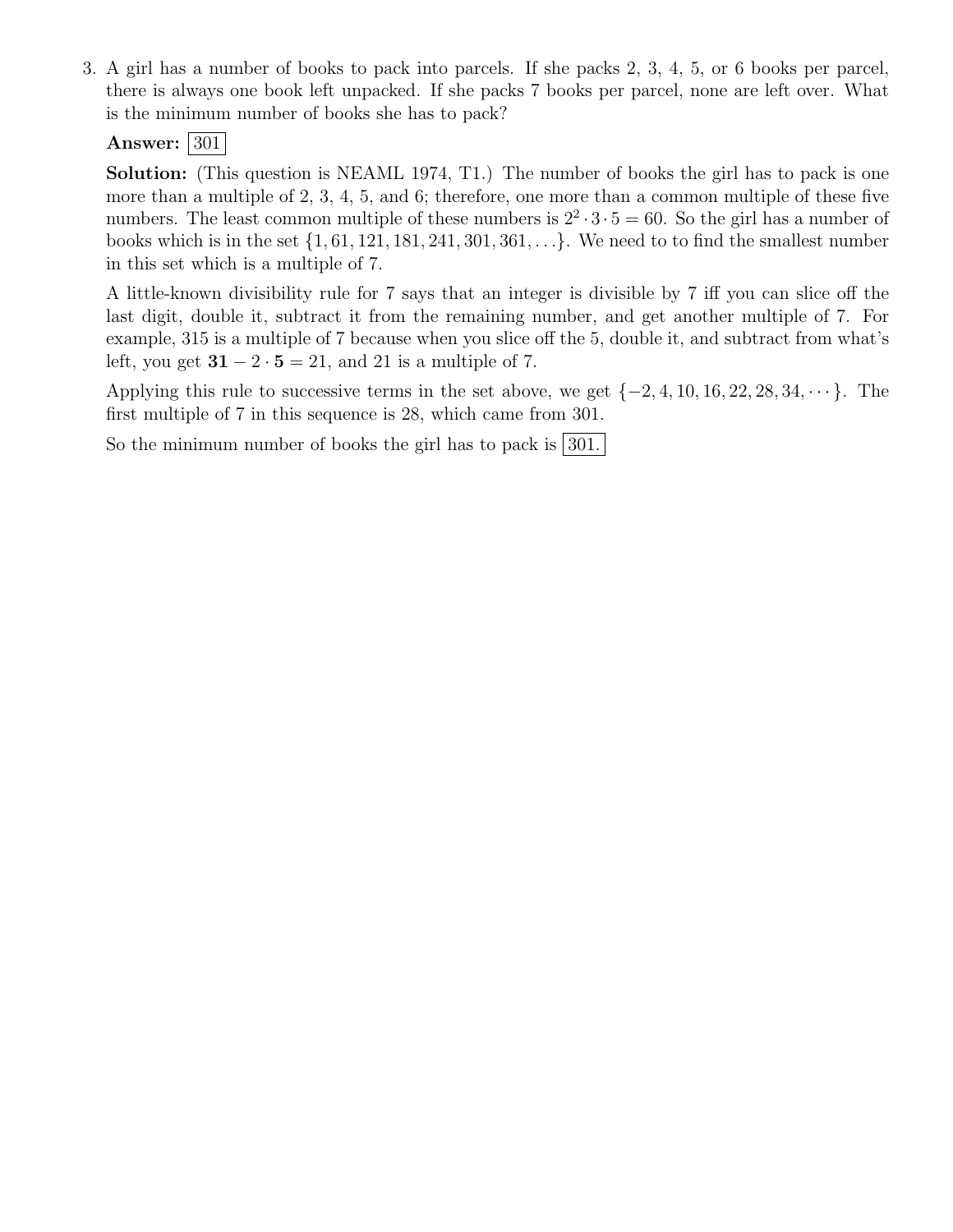3. A girl has a number of books to pack into parcels. If she packs 2, 3, 4, 5, or 6 books per parcel, there is always one book left unpacked. If she packs 7 books per parcel, none are left over. What is the minimum number of books she has to pack?

   **Answer:** $\boxed{301}$

   **Solution:** (This question is NEAML 1974, T1.) The number of books the girl has to pack is one more than a multiple of 2, 3, 4, 5, and 6; therefore, one more than a common multiple of these five numbers. The least common multiple of these numbers is $2^2 \cdot 3 \cdot 5 = 60$. So the girl has a number of books which is in the set $\{1, 61, 121, 181, 241, 301, 361, \ldots\}$. We need to to find the smallest number in this set which is a multiple of 7.

   A little-known divisibility rule for 7 says that an integer is divisible by 7 iff you can slice off the last digit, double it, subtract it from the remaining number, and get another multiple of 7. For example, 315 is a multiple of 7 because when you slice off the 5, double it, and subtract from what's left, you get $\mathbf{31} - 2 \cdot \mathbf{5} = 21$, and 21 is a multiple of 7.

   Applying this rule to successive terms in the set above, we get $\{-2, 4, 10, 16, 22, 28, 34, \cdots\}$. The first multiple of 7 in this sequence is 28, which came from 301.

   So the minimum number of books the girl has to pack is $\boxed{301.}$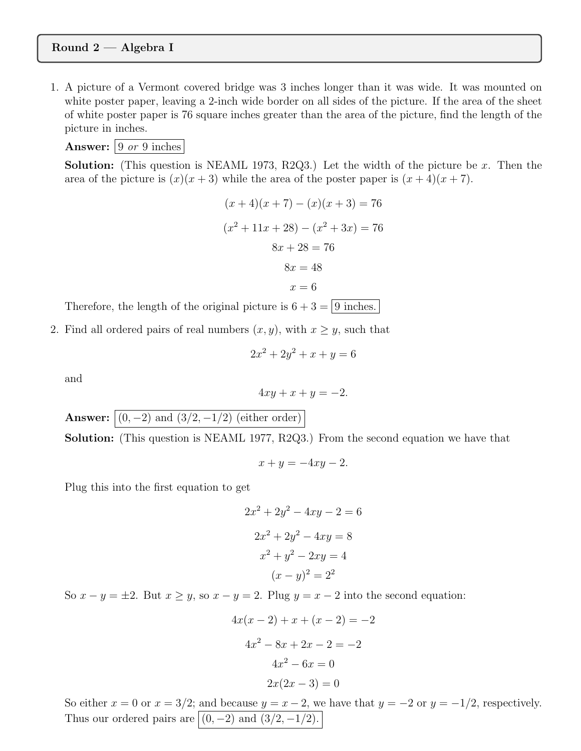## Round 2 — Algebra I

1. A picture of a Vermont covered bridge was 3 inches longer than it was wide. It was mounted on white poster paper, leaving a 2-inch wide border on all sides of the picture. If the area of the sheet of white poster paper is 76 square inches greater than the area of the picture, find the length of the picture in inches.

   **Answer:** $\boxed{9 \textit{ or } 9 \text{ inches}}$

   **Solution:** (This question is NEAML 1973, R2Q3.) Let the width of the picture be $x$. Then the area of the picture is $(x)(x+3)$ while the area of the poster paper is $(x+4)(x+7)$.

   $$(x+4)(x+7) - (x)(x+3) = 76$$

   $$(x^2 + 11x + 28) - (x^2 + 3x) = 76$$

   $$8x + 28 = 76$$

   $$8x = 48$$

   $$x = 6$$

   Therefore, the length of the original picture is $6 + 3 = \boxed{9 \text{ inches.}}$

2. Find all ordered pairs of real numbers $(x, y)$, with $x \geq y$, such that

   $$2x^2 + 2y^2 + x + y = 6$$

   and

   $$4xy + x + y = -2.$$

   **Answer:** $\boxed{(0, -2) \text{ and } (3/2, -1/2) \text{ (either order)}}$

   **Solution:** (This question is NEAML 1977, R2Q3.) From the second equation we have that

   $$x + y = -4xy - 2.$$

   Plug this into the first equation to get

   $$2x^2 + 2y^2 - 4xy - 2 = 6$$

   $$2x^2 + 2y^2 - 4xy = 8$$

   $$x^2 + y^2 - 2xy = 4$$

   $$(x - y)^2 = 2^2$$

   So $x - y = \pm 2$. But $x \geq y$, so $x - y = 2$. Plug $y = x - 2$ into the second equation:

   $$4x(x-2) + x + (x-2) = -2$$

   $$4x^2 - 8x + 2x - 2 = -2$$

   $$4x^2 - 6x = 0$$

   $$2x(2x - 3) = 0$$

   So either $x = 0$ or $x = 3/2$; and because $y = x - 2$, we have that $y = -2$ or $y = -1/2$, respectively. Thus our ordered pairs are $\boxed{(0, -2) \text{ and } (3/2, -1/2).}$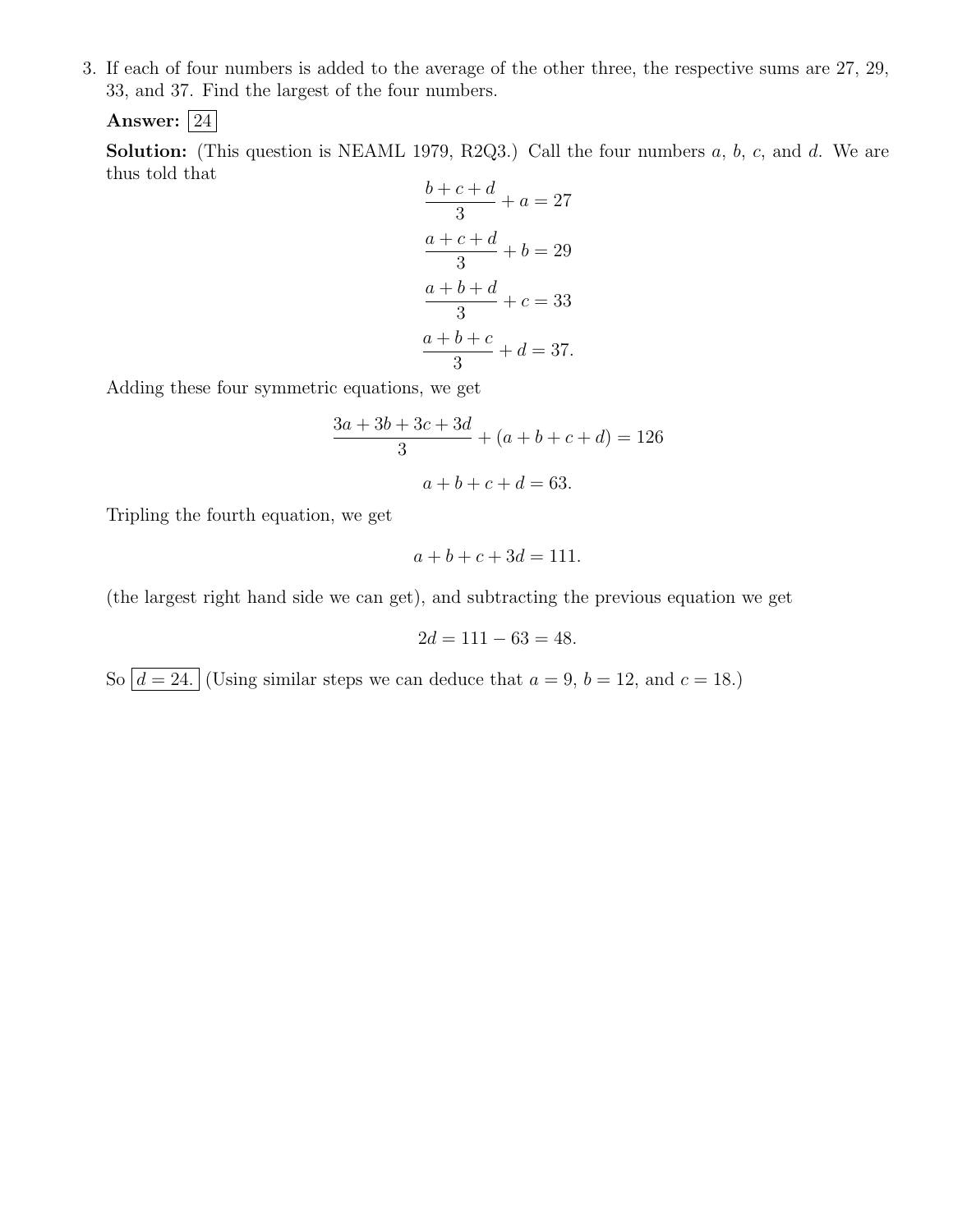3. If each of four numbers is added to the average of the other three, the respective sums are 27, 29, 33, and 37. Find the largest of the four numbers.

   **Answer:** $\boxed{24}$

   **Solution:** (This question is NEAML 1979, R2Q3.) Call the four numbers $a$, $b$, $c$, and $d$. We are thus told that

$$\frac{b+c+d}{3} + a = 27$$

$$\frac{a+c+d}{3} + b = 29$$

$$\frac{a+b+d}{3} + c = 33$$

$$\frac{a+b+c}{3} + d = 37.$$

   Adding these four symmetric equations, we get

$$\frac{3a+3b+3c+3d}{3} + (a+b+c+d) = 126$$

$$a+b+c+d = 63.$$

   Tripling the fourth equation, we get

$$a+b+c+3d = 111.$$

   (the largest right hand side we can get), and subtracting the previous equation we get

$$2d = 111 - 63 = 48.$$

   So $\boxed{d = 24.}$ (Using similar steps we can deduce that $a = 9$, $b = 12$, and $c = 18$.)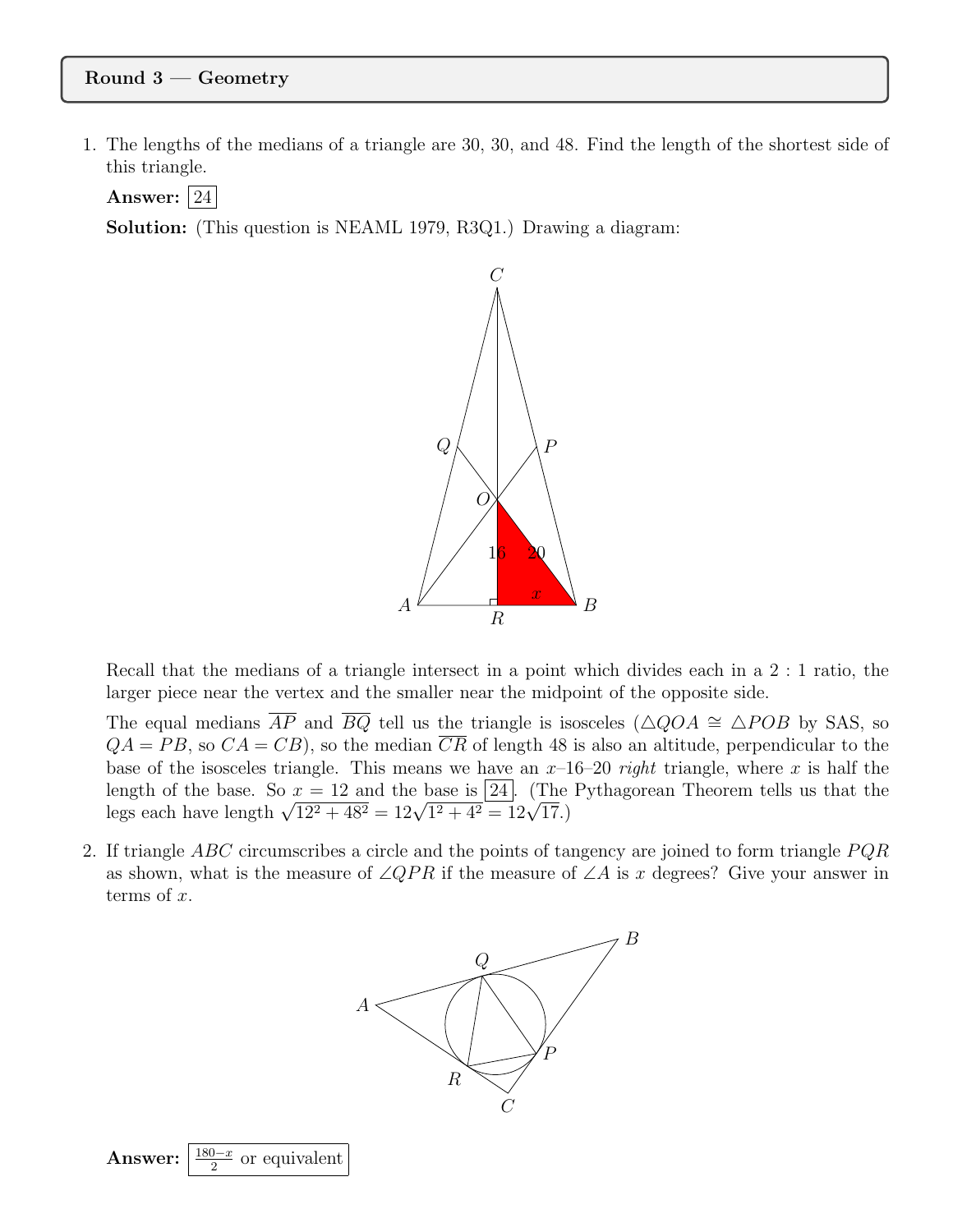**Round 3 — Geometry**

1. The lengths of the medians of a triangle are 30, 30, and 48. Find the length of the shortest side of this triangle.

   **Answer:** $\boxed{24}$

   **Solution:** (This question is NEAML 1979, R3Q1.) Drawing a diagram:

   Recall that the medians of a triangle intersect in a point which divides each in a 2 : 1 ratio, the larger piece near the vertex and the smaller near the midpoint of the opposite side.

   The equal medians $\overline{AP}$ and $\overline{BQ}$ tell us the triangle is isosceles ($\triangle QOA \cong \triangle POB$ by SAS, so $QA = PB$, so $CA = CB$), so the median $\overline{CR}$ of length 48 is also an altitude, perpendicular to the base of the isosceles triangle. This means we have an $x$–16–20 *right* triangle, where $x$ is half the length of the base. So $x = 12$ and the base is $\boxed{24}$. (The Pythagorean Theorem tells us that the legs each have length $\sqrt{12^2 + 48^2} = 12\sqrt{1^2 + 4^2} = 12\sqrt{17}$.)

2. If triangle $ABC$ circumscribes a circle and the points of tangency are joined to form triangle $PQR$ as shown, what is the measure of $\angle QPR$ if the measure of $\angle A$ is $x$ degrees? Give your answer in terms of $x$.

   **Answer:** $\boxed{\frac{180-x}{2} \text{ or equivalent}}$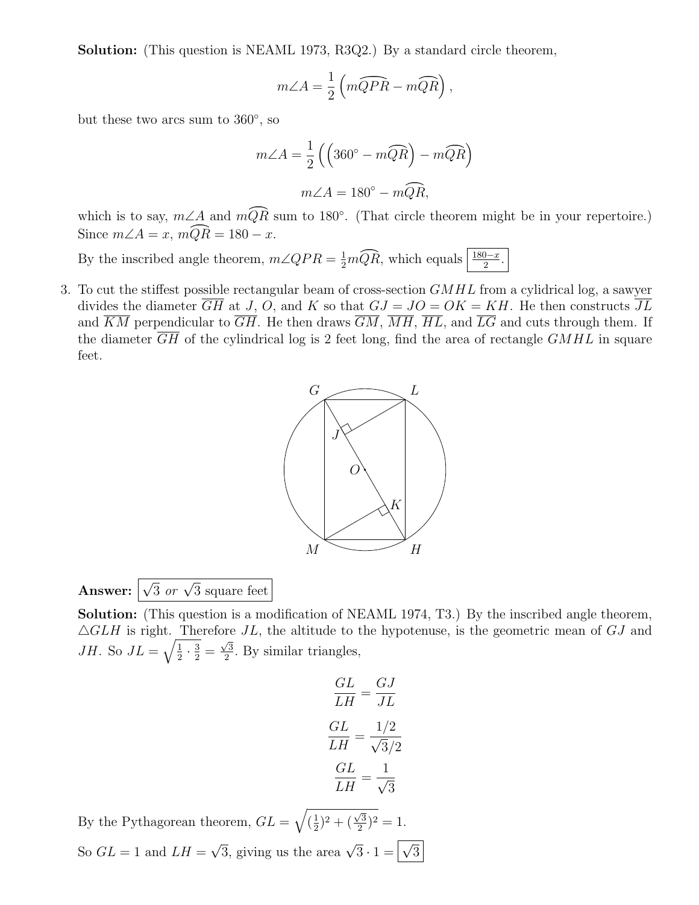**Solution:** (This question is NEAML 1973, R3Q2.) By a standard circle theorem,

$$m\angle A = \frac{1}{2}\left(m\widehat{QPR} - m\widehat{QR}\right),$$

but these two arcs sum to 360°, so

$$m\angle A = \frac{1}{2}\left(\left(360^\circ - m\widehat{QR}\right) - m\widehat{QR}\right)$$

$$m\angle A = 180^\circ - m\widehat{QR},$$

which is to say, $m\angle A$ and $m\widehat{QR}$ sum to 180°. (That circle theorem might be in your repertoire.) Since $m\angle A = x$, $m\widehat{QR} = 180 - x$.

By the inscribed angle theorem, $m\angle QPR = \frac{1}{2}m\widehat{QR}$, which equals $\boxed{\frac{180-x}{2}}$.

3. To cut the stiffest possible rectangular beam of cross-section $GMHL$ from a cylidrical log, a sawyer divides the diameter $\overline{GH}$ at $J$, $O$, and $K$ so that $GJ = JO = OK = KH$. He then constructs $\overline{JL}$ and $\overline{KM}$ perpendicular to $\overline{GH}$. He then draws $\overline{GM}$, $\overline{MH}$, $\overline{HL}$, and $\overline{LG}$ and cuts through them. If the diameter $\overline{GH}$ of the cylindrical log is 2 feet long, find the area of rectangle $GMHL$ in square feet.

**Answer:** $\boxed{\sqrt{3} \textit{ or } \sqrt{3} \text{ square feet}}$

**Solution:** (This question is a modification of NEAML 1974, T3.) By the inscribed angle theorem, $\triangle GLH$ is right. Therefore $JL$, the altitude to the hypotenuse, is the geometric mean of $GJ$ and $JH$. So $JL = \sqrt{\frac{1}{2} \cdot \frac{3}{2}} = \frac{\sqrt{3}}{2}$. By similar triangles,

$$\frac{GL}{LH} = \frac{GJ}{JL}$$

$$\frac{GL}{LH} = \frac{1/2}{\sqrt{3}/2}$$

$$\frac{GL}{LH} = \frac{1}{\sqrt{3}}$$

By the Pythagorean theorem, $GL = \sqrt{(\frac{1}{2})^2 + (\frac{\sqrt{3}}{2})^2} = 1$.

So $GL = 1$ and $LH = \sqrt{3}$, giving us the area $\sqrt{3} \cdot 1 = \boxed{\sqrt{3}}$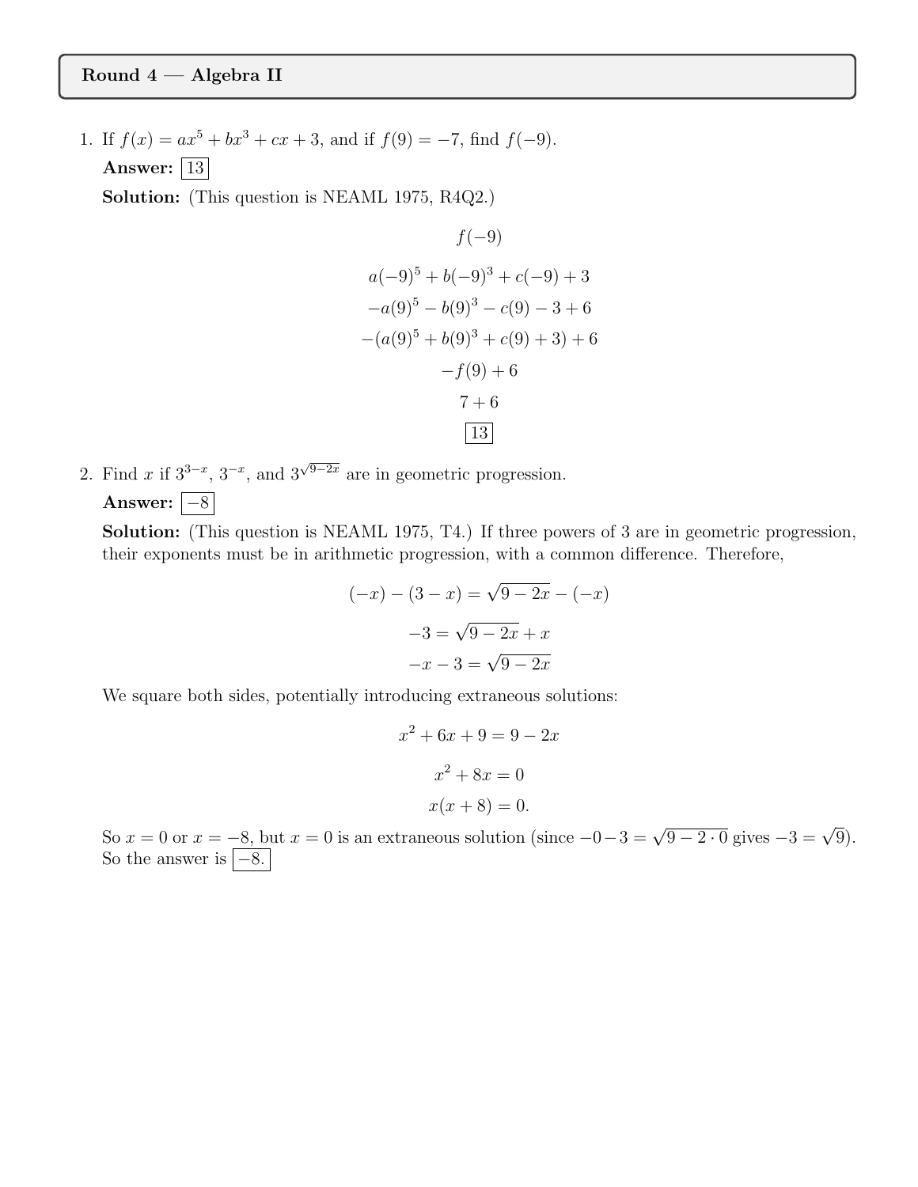## Round 4 — Algebra II

1. If $f(x) = ax^5 + bx^3 + cx + 3$, and if $f(9) = -7$, find $f(-9)$.

   **Answer:** $\boxed{13}$

   **Solution:** (This question is NEAML 1975, R4Q2.)

$$f(-9)$$

$$a(-9)^5 + b(-9)^3 + c(-9) + 3$$

$$-a(9)^5 - b(9)^3 - c(9) - 3 + 6$$

$$-(a(9)^5 + b(9)^3 + c(9) + 3) + 6$$

$$-f(9) + 6$$

$$7 + 6$$

$$\boxed{13}$$

2. Find $x$ if $3^{3-x}$, $3^{-x}$, and $3^{\sqrt{9-2x}}$ are in geometric progression.

   **Answer:** $\boxed{-8}$

   **Solution:** (This question is NEAML 1975, T4.) If three powers of 3 are in geometric progression, their exponents must be in arithmetic progression, with a common difference. Therefore,

$$(-x) - (3 - x) = \sqrt{9 - 2x} - (-x)$$

$$-3 = \sqrt{9 - 2x} + x$$

$$-x - 3 = \sqrt{9 - 2x}$$

   We square both sides, potentially introducing extraneous solutions:

$$x^2 + 6x + 9 = 9 - 2x$$

$$x^2 + 8x = 0$$

$$x(x + 8) = 0.$$

   So $x = 0$ or $x = -8$, but $x = 0$ is an extraneous solution (since $-0 - 3 = \sqrt{9 - 2 \cdot 0}$ gives $-3 = \sqrt{9}$). So the answer is $\boxed{-8.}$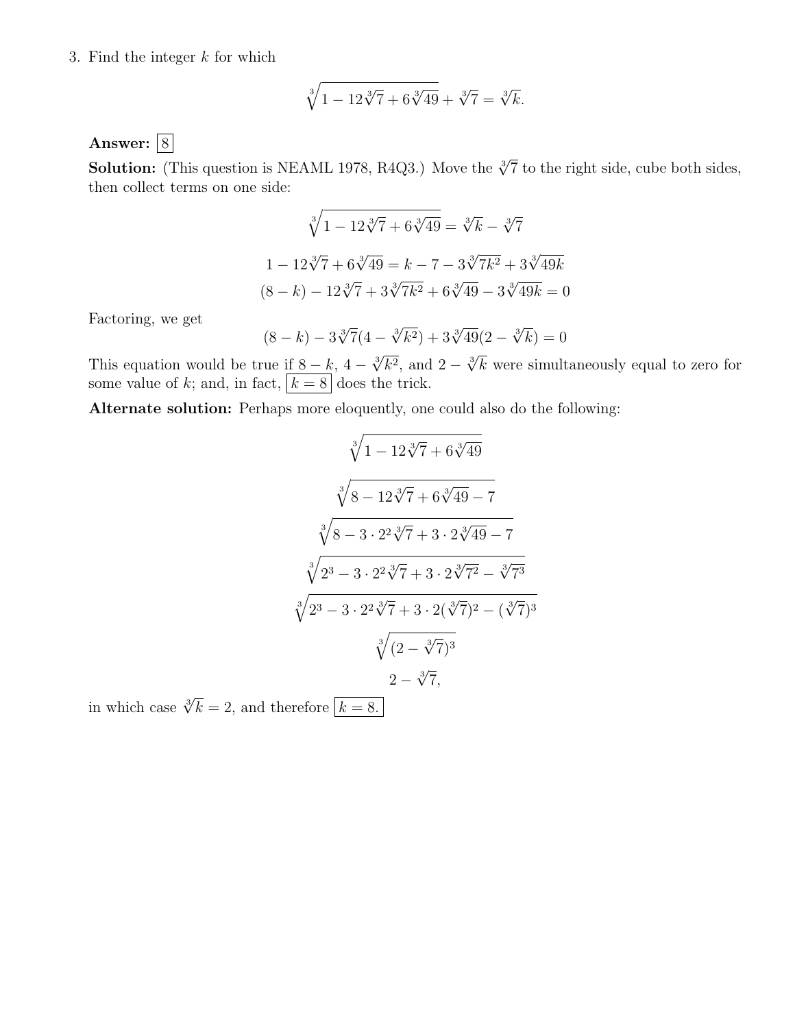3. Find the integer $k$ for which

$$\sqrt[3]{1 - 12\sqrt[3]{7} + 6\sqrt[3]{49}} + \sqrt[3]{7} = \sqrt[3]{k}.$$

**Answer:** $\boxed{8}$

**Solution:** (This question is NEAML 1978, R4Q3.) Move the $\sqrt[3]{7}$ to the right side, cube both sides, then collect terms on one side:

$$\sqrt[3]{1 - 12\sqrt[3]{7} + 6\sqrt[3]{49}} = \sqrt[3]{k} - \sqrt[3]{7}$$

$$1 - 12\sqrt[3]{7} + 6\sqrt[3]{49} = k - 7 - 3\sqrt[3]{7k^2} + 3\sqrt[3]{49k}$$

$$(8-k) - 12\sqrt[3]{7} + 3\sqrt[3]{7k^2} + 6\sqrt[3]{49} - 3\sqrt[3]{49k} = 0$$

Factoring, we get

$$(8-k) - 3\sqrt[3]{7}(4 - \sqrt[3]{k^2}) + 3\sqrt[3]{49}(2 - \sqrt[3]{k}) = 0$$

This equation would be true if $8-k$, $4 - \sqrt[3]{k^2}$, and $2 - \sqrt[3]{k}$ were simultaneously equal to zero for some value of $k$; and, in fact, $\boxed{k = 8}$ does the trick.

**Alternate solution:** Perhaps more eloquently, one could also do the following:

$$\sqrt[3]{1 - 12\sqrt[3]{7} + 6\sqrt[3]{49}}$$

$$\sqrt[3]{8 - 12\sqrt[3]{7} + 6\sqrt[3]{49} - 7}$$

$$\sqrt[3]{8 - 3 \cdot 2^2\sqrt[3]{7} + 3 \cdot 2\sqrt[3]{49} - 7}$$

$$\sqrt[3]{2^3 - 3 \cdot 2^2\sqrt[3]{7} + 3 \cdot 2\sqrt[3]{7^2} - \sqrt[3]{7^3}}$$

$$\sqrt[3]{2^3 - 3 \cdot 2^2\sqrt[3]{7} + 3 \cdot 2(\sqrt[3]{7})^2 - (\sqrt[3]{7})^3}$$

$$\sqrt[3]{(2 - \sqrt[3]{7})^3}$$

$$2 - \sqrt[3]{7},$$

in which case $\sqrt[3]{k} = 2$, and therefore $\boxed{k = 8.}$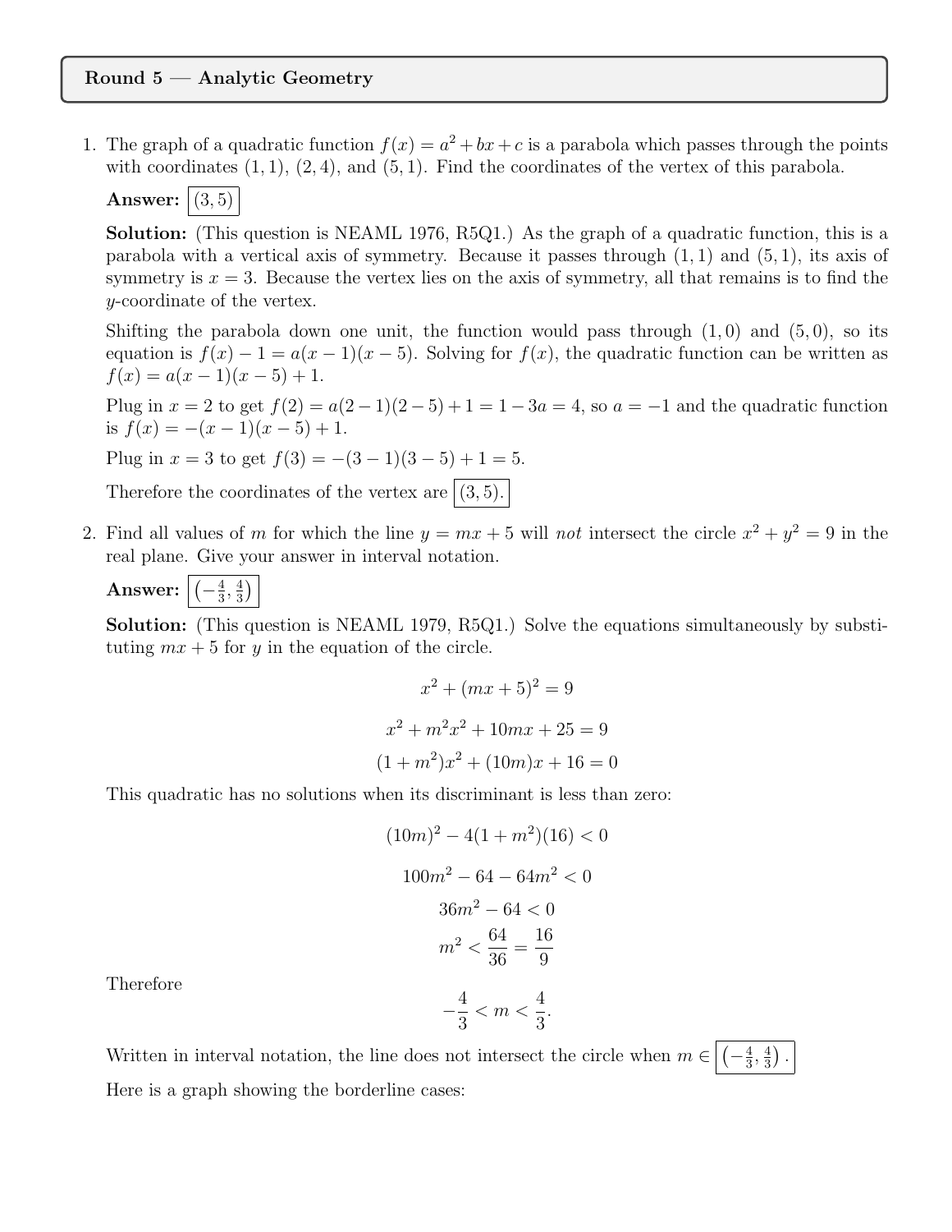## Round 5 — Analytic Geometry

1. The graph of a quadratic function $f(x) = a^2 + bx + c$ is a parabola which passes through the points with coordinates $(1, 1)$, $(2, 4)$, and $(5, 1)$. Find the coordinates of the vertex of this parabola.

   **Answer:** $\boxed{(3, 5)}$

   **Solution:** (This question is NEAML 1976, R5Q1.) As the graph of a quadratic function, this is a parabola with a vertical axis of symmetry. Because it passes through $(1, 1)$ and $(5, 1)$, its axis of symmetry is $x = 3$. Because the vertex lies on the axis of symmetry, all that remains is to find the $y$-coordinate of the vertex.

   Shifting the parabola down one unit, the function would pass through $(1, 0)$ and $(5, 0)$, so its equation is $f(x) - 1 = a(x - 1)(x - 5)$. Solving for $f(x)$, the quadratic function can be written as $f(x) = a(x - 1)(x - 5) + 1$.

   Plug in $x = 2$ to get $f(2) = a(2 - 1)(2 - 5) + 1 = 1 - 3a = 4$, so $a = -1$ and the quadratic function is $f(x) = -(x - 1)(x - 5) + 1$.

   Plug in $x = 3$ to get $f(3) = -(3 - 1)(3 - 5) + 1 = 5$.

   Therefore the coordinates of the vertex are $\boxed{(3, 5).}$

2. Find all values of $m$ for which the line $y = mx + 5$ will *not* intersect the circle $x^2 + y^2 = 9$ in the real plane. Give your answer in interval notation.

   **Answer:** $\boxed{\left(-\frac{4}{3}, \frac{4}{3}\right)}$

   **Solution:** (This question is NEAML 1979, R5Q1.) Solve the equations simultaneously by substituting $mx + 5$ for $y$ in the equation of the circle.

   $$x^2 + (mx + 5)^2 = 9$$

   $$x^2 + m^2x^2 + 10mx + 25 = 9$$

   $$(1 + m^2)x^2 + (10m)x + 16 = 0$$

   This quadratic has no solutions when its discriminant is less than zero:

   $$(10m)^2 - 4(1 + m^2)(16) < 0$$

   $$100m^2 - 64 - 64m^2 < 0$$

   $$36m^2 - 64 < 0$$

   $$m^2 < \frac{64}{36} = \frac{16}{9}$$

   Therefore

   $$-\frac{4}{3} < m < \frac{4}{3}.$$

   Written in interval notation, the line does not intersect the circle when $m \in \boxed{\left(-\frac{4}{3}, \frac{4}{3}\right).}$

   Here is a graph showing the borderline cases: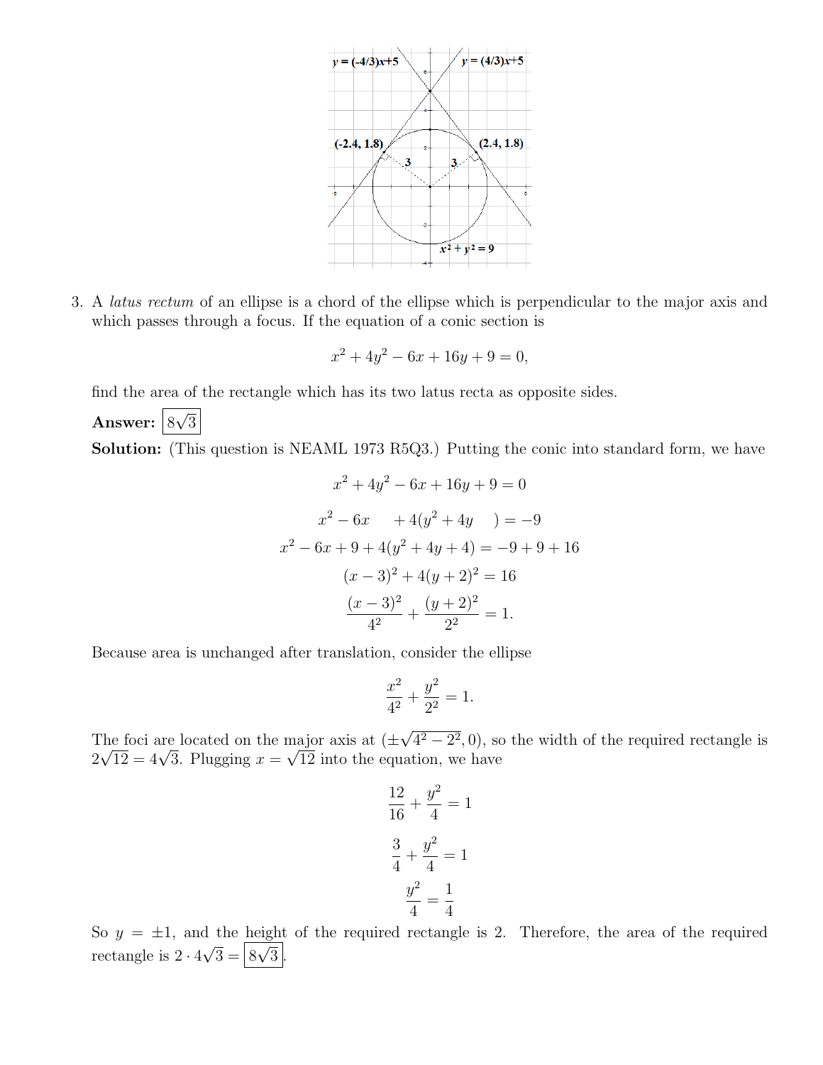3. A *latus rectum* of an ellipse is a chord of the ellipse which is perpendicular to the major axis and which passes through a focus. If the equation of a conic section is

$$x^2 + 4y^2 - 6x + 16y + 9 = 0,$$

find the area of the rectangle which has its two latus recta as opposite sides.

**Answer:** $\boxed{8\sqrt{3}}$

**Solution:** (This question is NEAML 1973 R5Q3.) Putting the conic into standard form, we have

$$x^2 + 4y^2 - 6x + 16y + 9 = 0$$

$$x^2 - 6x \quad + 4(y^2 + 4y \quad ) = -9$$

$$x^2 - 6x + 9 + 4(y^2 + 4y + 4) = -9 + 9 + 16$$

$$(x-3)^2 + 4(y+2)^2 = 16$$

$$\frac{(x-3)^2}{4^2} + \frac{(y+2)^2}{2^2} = 1.$$

Because area is unchanged after translation, consider the ellipse

$$\frac{x^2}{4^2} + \frac{y^2}{2^2} = 1.$$

The foci are located on the major axis at $(\pm\sqrt{4^2 - 2^2}, 0)$, so the width of the required rectangle is $2\sqrt{12} = 4\sqrt{3}$. Plugging $x = \sqrt{12}$ into the equation, we have

$$\frac{12}{16} + \frac{y^2}{4} = 1$$

$$\frac{3}{4} + \frac{y^2}{4} = 1$$

$$\frac{y^2}{4} = \frac{1}{4}$$

So $y = \pm 1$, and the height of the required rectangle is 2. Therefore, the area of the required rectangle is $2 \cdot 4\sqrt{3} = \boxed{8\sqrt{3}}$.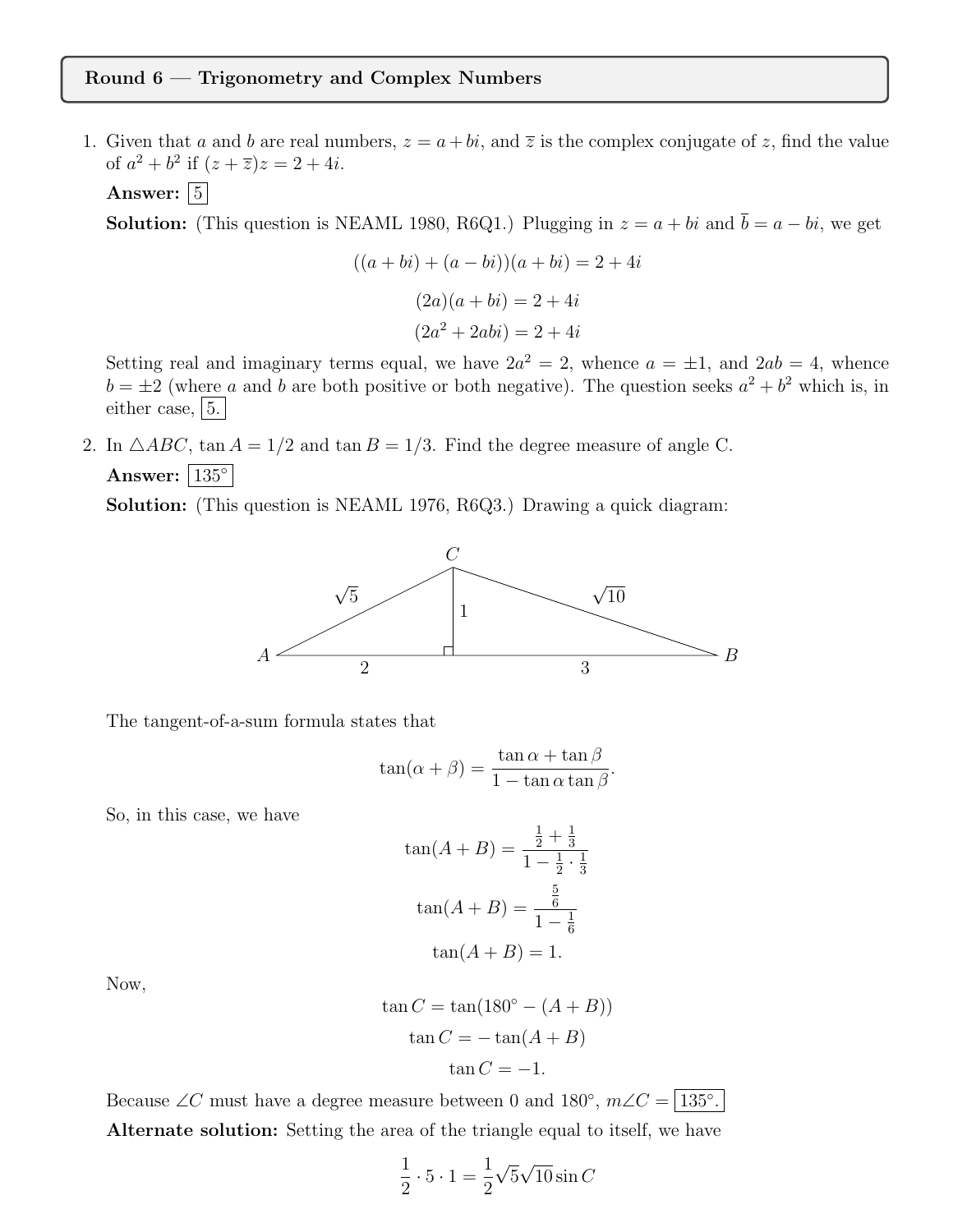## Round 6 — Trigonometry and Complex Numbers

1. Given that $a$ and $b$ are real numbers, $z = a + bi$, and $\overline{z}$ is the complex conjugate of $z$, find the value of $a^2 + b^2$ if $(z + \overline{z})z = 2 + 4i$.

   **Answer:** $\boxed{5}$

   **Solution:** (This question is NEAML 1980, R6Q1.) Plugging in $z = a + bi$ and $\overline{b} = a - bi$, we get

   $$((a + bi) + (a - bi))(a + bi) = 2 + 4i$$

   $$(2a)(a + bi) = 2 + 4i$$

   $$(2a^2 + 2abi) = 2 + 4i$$

   Setting real and imaginary terms equal, we have $2a^2 = 2$, whence $a = \pm 1$, and $2ab = 4$, whence $b = \pm 2$ (where $a$ and $b$ are both positive or both negative). The question seeks $a^2 + b^2$ which is, in either case, $\boxed{5.}$

2. In $\triangle ABC$, $\tan A = 1/2$ and $\tan B = 1/3$. Find the degree measure of angle C.

   **Answer:** $\boxed{135°}$

   **Solution:** (This question is NEAML 1976, R6Q3.) Drawing a quick diagram:

   The tangent-of-a-sum formula states that

   $$\tan(\alpha + \beta) = \frac{\tan \alpha + \tan \beta}{1 - \tan \alpha \tan \beta}.$$

   So, in this case, we have

   $$\tan(A + B) = \frac{\frac{1}{2} + \frac{1}{3}}{1 - \frac{1}{2} \cdot \frac{1}{3}}$$

   $$\tan(A + B) = \frac{\frac{5}{6}}{1 - \frac{1}{6}}$$

   $$\tan(A + B) = 1.$$

   Now,

   $$\tan C = \tan(180° - (A + B))$$

   $$\tan C = -\tan(A + B)$$

   $$\tan C = -1.$$

   Because $\angle C$ must have a degree measure between 0 and 180°, $m\angle C = \boxed{135°.}$

   **Alternate solution:** Setting the area of the triangle equal to itself, we have

   $$\frac{1}{2} \cdot 5 \cdot 1 = \frac{1}{2}\sqrt{5}\sqrt{10} \sin C$$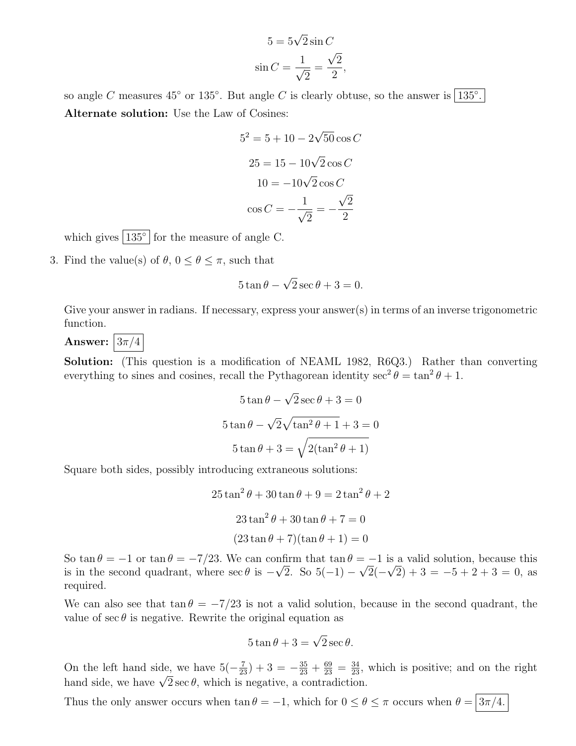$$5 = 5\sqrt{2}\sin C$$

$$\sin C = \frac{1}{\sqrt{2}} = \frac{\sqrt{2}}{2},$$

so angle $C$ measures $45^\circ$ or $135^\circ$. But angle $C$ is clearly obtuse, so the answer is $\boxed{135^\circ.}$

**Alternate solution:** Use the Law of Cosines:

$$5^2 = 5 + 10 - 2\sqrt{50}\cos C$$

$$25 = 15 - 10\sqrt{2}\cos C$$

$$10 = -10\sqrt{2}\cos C$$

$$\cos C = -\frac{1}{\sqrt{2}} = -\frac{\sqrt{2}}{2}$$

which gives $\boxed{135^\circ}$ for the measure of angle C.

3. Find the value(s) of $\theta$, $0 \le \theta \le \pi$, such that

$$5\tan\theta - \sqrt{2}\sec\theta + 3 = 0.$$

Give your answer in radians. If necessary, express your answer(s) in terms of an inverse trigonometric function.

**Answer:** $\boxed{3\pi/4}$

**Solution:** (This question is a modification of NEAML 1982, R6Q3.) Rather than converting everything to sines and cosines, recall the Pythagorean identity $\sec^2\theta = \tan^2\theta + 1$.

$$5\tan\theta - \sqrt{2}\sec\theta + 3 = 0$$

$$5\tan\theta - \sqrt{2}\sqrt{\tan^2\theta + 1} + 3 = 0$$

$$5\tan\theta + 3 = \sqrt{2(\tan^2\theta + 1)}$$

Square both sides, possibly introducing extraneous solutions:

$$25\tan^2\theta + 30\tan\theta + 9 = 2\tan^2\theta + 2$$

$$23\tan^2\theta + 30\tan\theta + 7 = 0$$

$$(23\tan\theta + 7)(\tan\theta + 1) = 0$$

So $\tan\theta = -1$ or $\tan\theta = -7/23$. We can confirm that $\tan\theta = -1$ is a valid solution, because this is in the second quadrant, where $\sec\theta$ is $-\sqrt{2}$. So $5(-1) - \sqrt{2}(-\sqrt{2}) + 3 = -5 + 2 + 3 = 0$, as required.

We can also see that $\tan\theta = -7/23$ is not a valid solution, because in the second quadrant, the value of $\sec\theta$ is negative. Rewrite the original equation as

$$5\tan\theta + 3 = \sqrt{2}\sec\theta.$$

On the left hand side, we have $5(-\frac{7}{23}) + 3 = -\frac{35}{23} + \frac{69}{23} = \frac{34}{23}$, which is positive; and on the right hand side, we have $\sqrt{2}\sec\theta$, which is negative, a contradiction.

Thus the only answer occurs when $\tan\theta = -1$, which for $0 \le \theta \le \pi$ occurs when $\theta = \boxed{3\pi/4.}$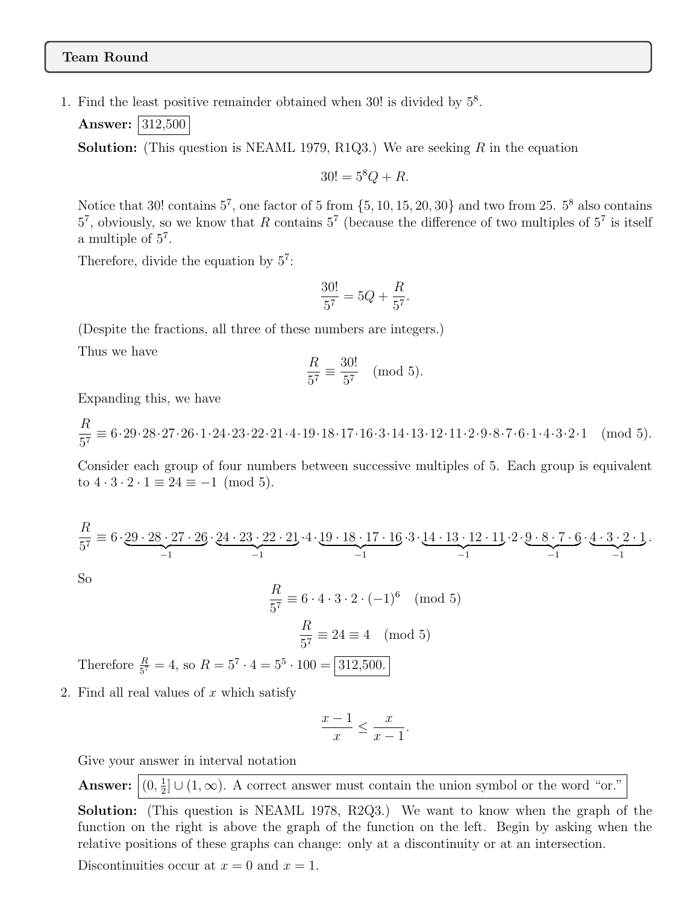## Team Round

1. Find the least positive remainder obtained when 30! is divided by $5^8$.

   **Answer:** $\boxed{312{,}500}$

   **Solution:** (This question is NEAML 1979, R1Q3.) We are seeking $R$ in the equation

   $$30! = 5^8Q + R.$$

   Notice that 30! contains $5^7$, one factor of 5 from $\{5, 10, 15, 20, 30\}$ and two from 25. $5^8$ also contains $5^7$, obviously, so we know that $R$ contains $5^7$ (because the difference of two multiples of $5^7$ is itself a multiple of $5^7$.

   Therefore, divide the equation by $5^7$:

   $$\frac{30!}{5^7} = 5Q + \frac{R}{5^7}.$$

   (Despite the fractions, all three of these numbers are integers.)

   Thus we have

   $$\frac{R}{5^7} \equiv \frac{30!}{5^7} \pmod 5.$$

   Expanding this, we have

   $$\frac{R}{5^7} \equiv 6\cdot 29\cdot 28\cdot 27\cdot 26\cdot 1\cdot 24\cdot 23\cdot 22\cdot 21\cdot 4\cdot 19\cdot 18\cdot 17\cdot 16\cdot 3\cdot 14\cdot 13\cdot 12\cdot 11\cdot 2\cdot 9\cdot 8\cdot 7\cdot 6\cdot 1\cdot 4\cdot 3\cdot 2\cdot 1 \pmod 5.$$

   Consider each group of four numbers between successive multiples of 5. Each group is equivalent to $4\cdot 3\cdot 2\cdot 1 \equiv 24 \equiv -1 \pmod 5$.

   $$\frac{R}{5^7} \equiv 6\cdot \underbrace{29\cdot 28\cdot 27\cdot 26}_{-1}\cdot \underbrace{24\cdot 23\cdot 22\cdot 21}_{-1}\cdot 4\cdot \underbrace{19\cdot 18\cdot 17\cdot 16}_{-1}\cdot 3\cdot \underbrace{14\cdot 13\cdot 12\cdot 11}_{-1}\cdot 2\cdot \underbrace{9\cdot 8\cdot 7\cdot 6}_{-1}\cdot \underbrace{4\cdot 3\cdot 2\cdot 1}_{-1}.$$

   So

   $$\frac{R}{5^7} \equiv 6\cdot 4\cdot 3\cdot 2\cdot (-1)^6 \pmod 5$$

   $$\frac{R}{5^7} \equiv 24 \equiv 4 \pmod 5$$

   Therefore $\frac{R}{5^7} = 4$, so $R = 5^7\cdot 4 = 5^5\cdot 100 = \boxed{312{,}500.}$

2. Find all real values of $x$ which satisfy

   $$\frac{x-1}{x} \leq \frac{x}{x-1}.$$

   Give your answer in interval notation

   **Answer:** $(0, \frac{1}{2}] \cup (1, \infty)$. A correct answer must contain the union symbol or the word "or."

   **Solution:** (This question is NEAML 1978, R2Q3.) We want to know when the graph of the function on the right is above the graph of the function on the left. Begin by asking when the relative positions of these graphs can change: only at a discontinuity or at an intersection.

   Discontinuities occur at $x = 0$ and $x = 1$.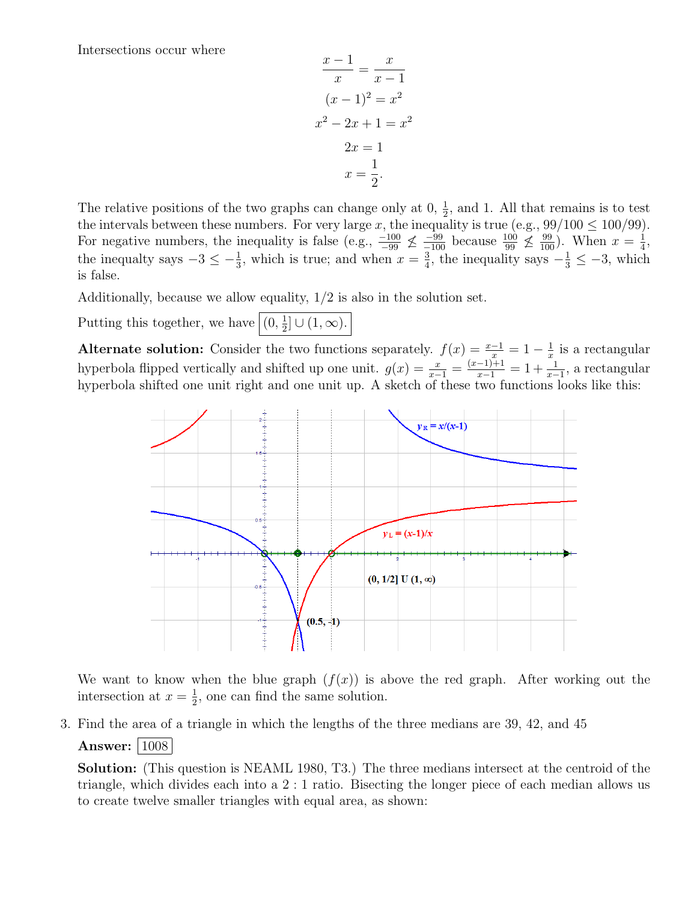Intersections occur where

$$\frac{x-1}{x} = \frac{x}{x-1}$$
$$(x-1)^2 = x^2$$
$$x^2 - 2x + 1 = x^2$$
$$2x = 1$$
$$x = \frac{1}{2}.$$

The relative positions of the two graphs can change only at 0, $\frac{1}{2}$, and 1. All that remains is to test the intervals between these numbers. For very large $x$, the inequality is true (e.g., $99/100 \leq 100/99$). For negative numbers, the inequality is false (e.g., $\frac{-100}{-99} \not\leq \frac{-99}{-100}$ because $\frac{100}{99} \not\leq \frac{99}{100}$). When $x = \frac{1}{4}$, the inequalty says $-3 \leq -\frac{1}{3}$, which is true; and when $x = \frac{3}{4}$, the inequality says $-\frac{1}{3} \leq -3$, which is false.

Additionally, because we allow equality, 1/2 is also in the solution set.

Putting this together, we have $\boxed{(0, \frac{1}{2}] \cup (1, \infty).}$

**Alternate solution:** Consider the two functions separately. $f(x) = \frac{x-1}{x} = 1 - \frac{1}{x}$ is a rectangular hyperbola flipped vertically and shifted up one unit. $g(x) = \frac{x}{x-1} = \frac{(x-1)+1}{x-1} = 1 + \frac{1}{x-1}$, a rectangular hyperbola shifted one unit right and one unit up. A sketch of these two functions looks like this:

We want to know when the blue graph ($f(x)$) is above the red graph. After working out the intersection at $x = \frac{1}{2}$, one can find the same solution.

3. Find the area of a triangle in which the lengths of the three medians are 39, 42, and 45

   **Answer:** $\boxed{1008}$

   **Solution:** (This question is NEAML 1980, T3.) The three medians intersect at the centroid of the triangle, which divides each into a $2:1$ ratio. Bisecting the longer piece of each median allows us to create twelve smaller triangles with equal area, as shown: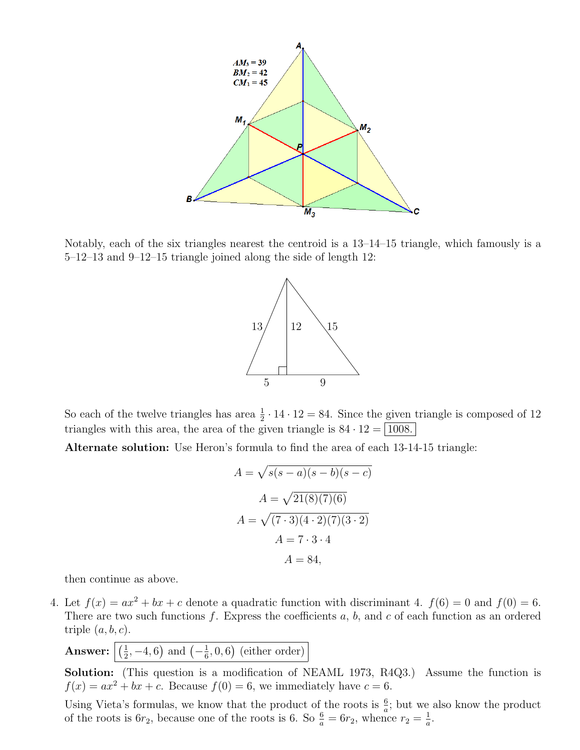Notably, each of the six triangles nearest the centroid is a 13–14–15 triangle, which famously is a 5–12–13 and 9–12–15 triangle joined along the side of length 12:

So each of the twelve triangles has area $\frac{1}{2} \cdot 14 \cdot 12 = 84$. Since the given triangle is composed of 12 triangles with this area, the area of the given triangle is $84 \cdot 12 = \boxed{1008.}$

**Alternate solution:** Use Heron's formula to find the area of each 13-14-15 triangle:

$$A = \sqrt{s(s-a)(s-b)(s-c)}$$

$$A = \sqrt{21(8)(7)(6)}$$

$$A = \sqrt{(7 \cdot 3)(4 \cdot 2)(7)(3 \cdot 2)}$$

$$A = 7 \cdot 3 \cdot 4$$

$$A = 84,$$

then continue as above.

4. Let $f(x) = ax^2 + bx + c$ denote a quadratic function with discriminant 4. $f(6) = 0$ and $f(0) = 6$. There are two such functions $f$. Express the coefficients $a$, $b$, and $c$ of each function as an ordered triple $(a, b, c)$.

**Answer:** $\boxed{\left(\frac{1}{2}, -4, 6\right) \text{ and } \left(-\frac{1}{6}, 0, 6\right) \text{ (either order)}}$

**Solution:** (This question is a modification of NEAML 1973, R4Q3.) Assume the function is $f(x) = ax^2 + bx + c$. Because $f(0) = 6$, we immediately have $c = 6$.

Using Vieta's formulas, we know that the product of the roots is $\frac{6}{a}$; but we also know the product of the roots is $6r_2$, because one of the roots is 6. So $\frac{6}{a} = 6r_2$, whence $r_2 = \frac{1}{a}$.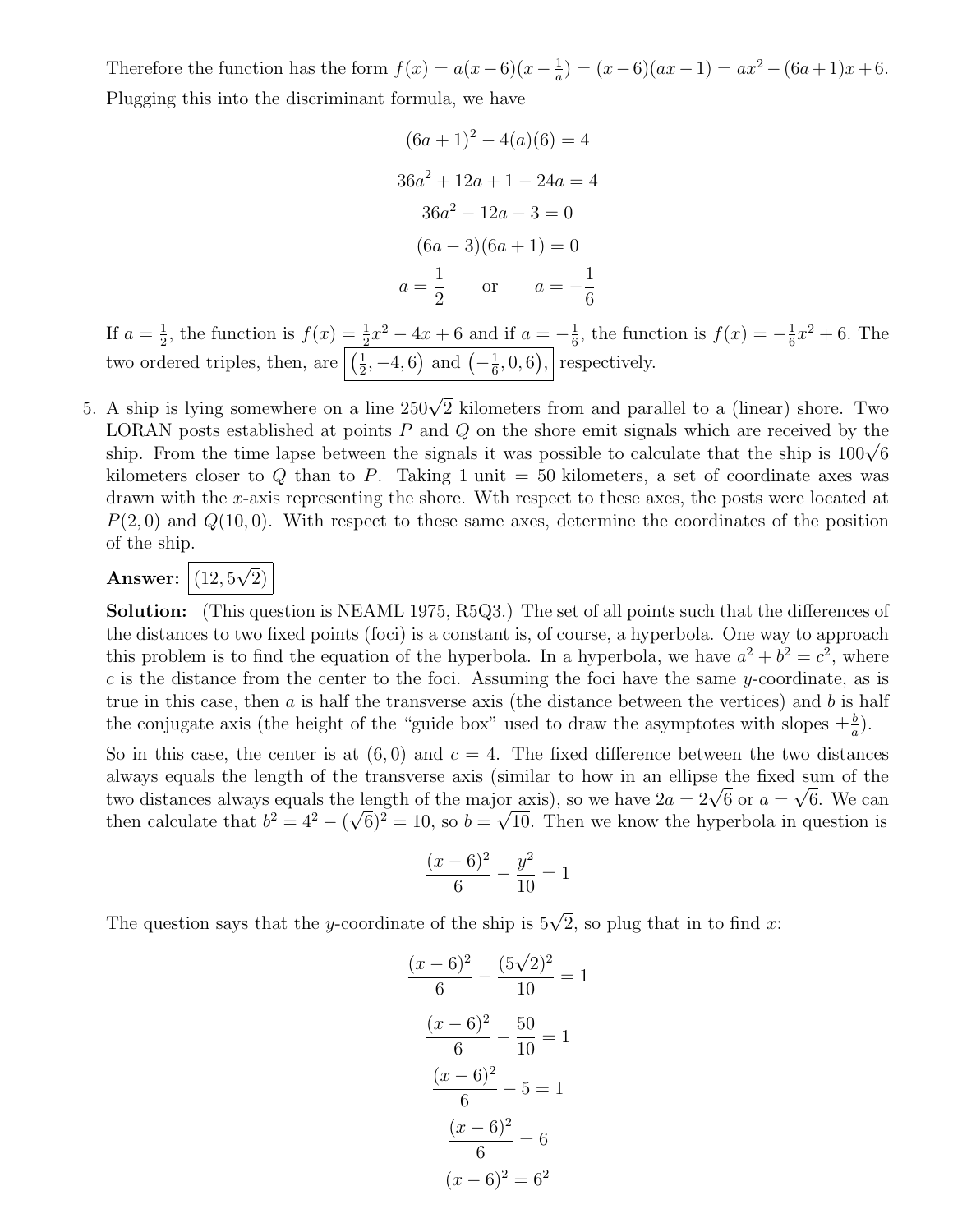Therefore the function has the form $f(x) = a(x-6)(x-\frac{1}{a}) = (x-6)(ax-1) = ax^2-(6a+1)x+6$. Plugging this into the discriminant formula, we have

$$(6a+1)^2 - 4(a)(6) = 4$$

$$36a^2 + 12a + 1 - 24a = 4$$

$$36a^2 - 12a - 3 = 0$$

$$(6a-3)(6a+1) = 0$$

$$a = \frac{1}{2} \qquad \text{or} \qquad a = -\frac{1}{6}$$

If $a = \frac{1}{2}$, the function is $f(x) = \frac{1}{2}x^2 - 4x + 6$ and if $a = -\frac{1}{6}$, the function is $f(x) = -\frac{1}{6}x^2 + 6$. The two ordered triples, then, are $\boxed{\left(\frac{1}{2}, -4, 6\right) \text{ and } \left(-\frac{1}{6}, 0, 6\right),}$ respectively.

5. A ship is lying somewhere on a line $250\sqrt{2}$ kilometers from and parallel to a (linear) shore. Two LORAN posts established at points $P$ and $Q$ on the shore emit signals which are received by the ship. From the time lapse between the signals it was possible to calculate that the ship is $100\sqrt{6}$ kilometers closer to $Q$ than to $P$. Taking 1 unit = 50 kilometers, a set of coordinate axes was drawn with the $x$-axis representing the shore. Wth respect to these axes, the posts were located at $P(2,0)$ and $Q(10,0)$. With respect to these same axes, determine the coordinates of the position of the ship.

   **Answer:** $\boxed{(12, 5\sqrt{2})}$

   **Solution:** (This question is NEAML 1975, R5Q3.) The set of all points such that the differences of the distances to two fixed points (foci) is a constant is, of course, a hyperbola. One way to approach this problem is to find the equation of the hyperbola. In a hyperbola, we have $a^2 + b^2 = c^2$, where $c$ is the distance from the center to the foci. Assuming the foci have the same $y$-coordinate, as is true in this case, then $a$ is half the transverse axis (the distance between the vertices) and $b$ is half the conjugate axis (the height of the "guide box" used to draw the asymptotes with slopes $\pm\frac{b}{a}$).

   So in this case, the center is at $(6,0)$ and $c = 4$. The fixed difference between the two distances always equals the length of the transverse axis (similar to how in an ellipse the fixed sum of the two distances always equals the length of the major axis), so we have $2a = 2\sqrt{6}$ or $a = \sqrt{6}$. We can then calculate that $b^2 = 4^2 - (\sqrt{6})^2 = 10$, so $b = \sqrt{10}$. Then we know the hyperbola in question is

$$\frac{(x-6)^2}{6} - \frac{y^2}{10} = 1$$

   The question says that the $y$-coordinate of the ship is $5\sqrt{2}$, so plug that in to find $x$:

$$\frac{(x-6)^2}{6} - \frac{(5\sqrt{2})^2}{10} = 1$$

$$\frac{(x-6)^2}{6} - \frac{50}{10} = 1$$

$$\frac{(x-6)^2}{6} - 5 = 1$$

$$\frac{(x-6)^2}{6} = 6$$

$$(x-6)^2 = 6^2$$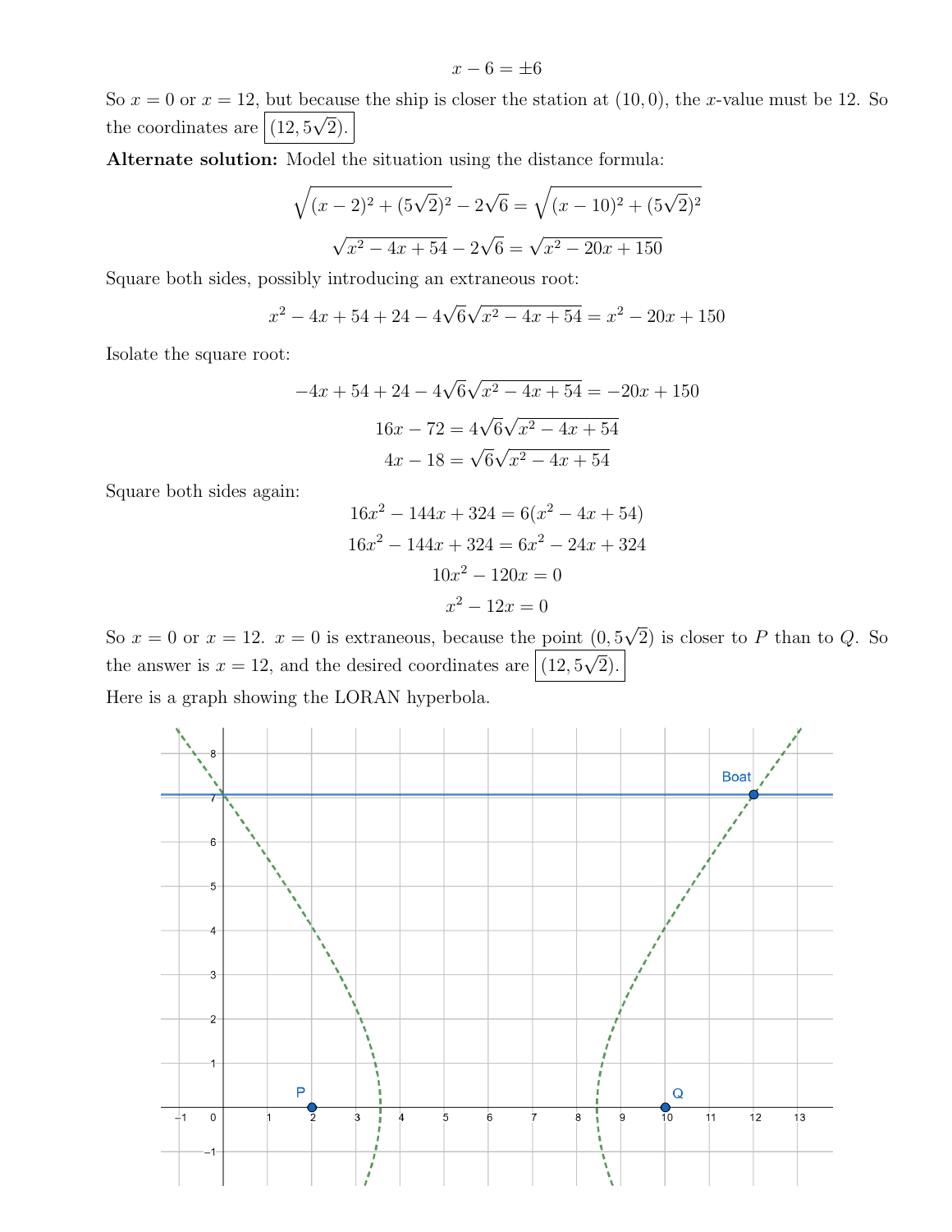$$x - 6 = \pm 6$$

So $x = 0$ or $x = 12$, but because the ship is closer the station at $(10, 0)$, the $x$-value must be 12. So the coordinates are $\boxed{(12, 5\sqrt{2})}$.

**Alternate solution:** Model the situation using the distance formula:

$$\sqrt{(x-2)^2 + (5\sqrt{2})^2} - 2\sqrt{6} = \sqrt{(x-10)^2 + (5\sqrt{2})^2}$$

$$\sqrt{x^2 - 4x + 54} - 2\sqrt{6} = \sqrt{x^2 - 20x + 150}$$

Square both sides, possibly introducing an extraneous root:

$$x^2 - 4x + 54 + 24 - 4\sqrt{6}\sqrt{x^2 - 4x + 54} = x^2 - 20x + 150$$

Isolate the square root:

$$-4x + 54 + 24 - 4\sqrt{6}\sqrt{x^2 - 4x + 54} = -20x + 150$$

$$16x - 72 = 4\sqrt{6}\sqrt{x^2 - 4x + 54}$$

$$4x - 18 = \sqrt{6}\sqrt{x^2 - 4x + 54}$$

Square both sides again:

$$16x^2 - 144x + 324 = 6(x^2 - 4x + 54)$$

$$16x^2 - 144x + 324 = 6x^2 - 24x + 324$$

$$10x^2 - 120x = 0$$

$$x^2 - 12x = 0$$

So $x = 0$ or $x = 12$. $x = 0$ is extraneous, because the point $(0, 5\sqrt{2})$ is closer to $P$ than to $Q$. So the answer is $x = 12$, and the desired coordinates are $\boxed{(12, 5\sqrt{2})}$.

Here is a graph showing the LORAN hyperbola.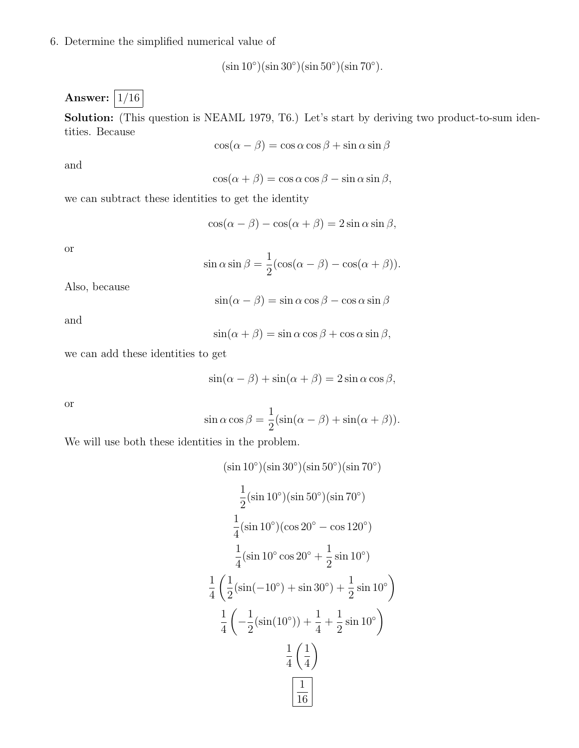6. Determine the simplified numerical value of

$$(\sin 10^\circ)(\sin 30^\circ)(\sin 50^\circ)(\sin 70^\circ).$$

**Answer:** $\boxed{1/16}$

**Solution:** (This question is NEAML 1979, T6.) Let's start by deriving two product-to-sum identities. Because

$$\cos(\alpha - \beta) = \cos\alpha \cos\beta + \sin\alpha \sin\beta$$

and

$$\cos(\alpha + \beta) = \cos\alpha \cos\beta - \sin\alpha \sin\beta,$$

we can subtract these identities to get the identity

$$\cos(\alpha - \beta) - \cos(\alpha + \beta) = 2\sin\alpha \sin\beta,$$

or

$$\sin\alpha \sin\beta = \frac{1}{2}(\cos(\alpha - \beta) - \cos(\alpha + \beta)).$$

Also, because

$$\sin(\alpha - \beta) = \sin\alpha \cos\beta - \cos\alpha \sin\beta$$

and

$$\sin(\alpha + \beta) = \sin\alpha \cos\beta + \cos\alpha \sin\beta,$$

we can add these identities to get

$$\sin(\alpha - \beta) + \sin(\alpha + \beta) = 2\sin\alpha \cos\beta,$$

or

$$\sin\alpha \cos\beta = \frac{1}{2}(\sin(\alpha - \beta) + \sin(\alpha + \beta)).$$

We will use both these identities in the problem.

$$(\sin 10^\circ)(\sin 30^\circ)(\sin 50^\circ)(\sin 70^\circ)$$

$$\frac{1}{2}(\sin 10^\circ)(\sin 50^\circ)(\sin 70^\circ)$$

$$\frac{1}{4}(\sin 10^\circ)(\cos 20^\circ - \cos 120^\circ)$$

$$\frac{1}{4}(\sin 10^\circ \cos 20^\circ + \frac{1}{2}\sin 10^\circ)$$

$$\frac{1}{4}\left(\frac{1}{2}(\sin(-10^\circ) + \sin 30^\circ) + \frac{1}{2}\sin 10^\circ\right)$$

$$\frac{1}{4}\left(-\frac{1}{2}(\sin(10^\circ)) + \frac{1}{4} + \frac{1}{2}\sin 10^\circ\right)$$

$$\frac{1}{4}\left(\frac{1}{4}\right)$$

$$\boxed{\frac{1}{16}}$$